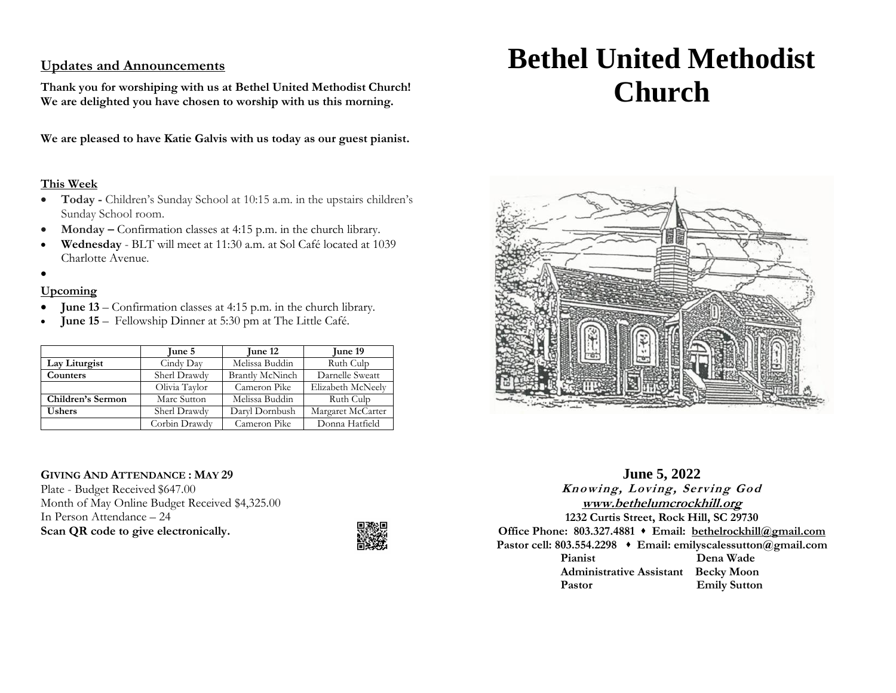## Updates and Announcements

**Thank you for worshiping with us at Bethel United Methodist Church! We are delighted you have chosen to worship with us this morning.**

**We are pleased to have Katie Galvis with us today as our guest pianist.**

### This Week

- **Today -** Children's Sunday School at 10:15 a.m. in the upstairs children's Sunday School room.
- **Monday –** Confirmation classes at 4:15 p.m. in the church library.
- **Wednesday** - BLT will meet at 11:30 a.m. at Sol Café located at 1039 Charlotte Avenue.

### Upcoming

- **June 13** – Confirmation classes at 4:15 p.m. in the church library.
- **June 15** – Fellowship Dinner at 5:30 pm at The Little Café.

| | June 5 | June 12 | June 19 |
|---|---|---|---|
| **Lay Liturgist** | Cindy Day | Melissa Buddin | Ruth Culp |
| **Counters** | Sherl Drawdy | Brantly McNinch | Darnelle Sweatt |
| | Olivia Taylor | Cameron Pike | Elizabeth McNeely |
| **Children's Sermon** | Marc Sutton | Melissa Buddin | Ruth Culp |
| **Ushers** | Sherl Drawdy | Daryl Dornbush | Margaret McCarter |
| | Corbin Drawdy | Cameron Pike | Donna Hatfield |

**GIVING AND ATTENDANCE : MAY 29**

Plate - Budget Received $647.00
Month of May Online Budget Received $4,325.00
In Person Attendance – 24
**Scan QR code to give electronically.**

# Bethel United Methodist Church

**June 5, 2022**

***Knowing, Loving, Serving God***

**www.bethelumcrockhill.org**

**1232 Curtis Street, Rock Hill, SC 29730**

**Office Phone: 803.327.4881 ⬩ Email: bethelrockhill@gmail.com**

**Pastor cell: 803.554.2298 ⬩ Email: emilyscalessutton@gmail.com**

**Pianist** Dena Wade
**Administrative Assistant** Becky Moon
**Pastor** Emily Sutton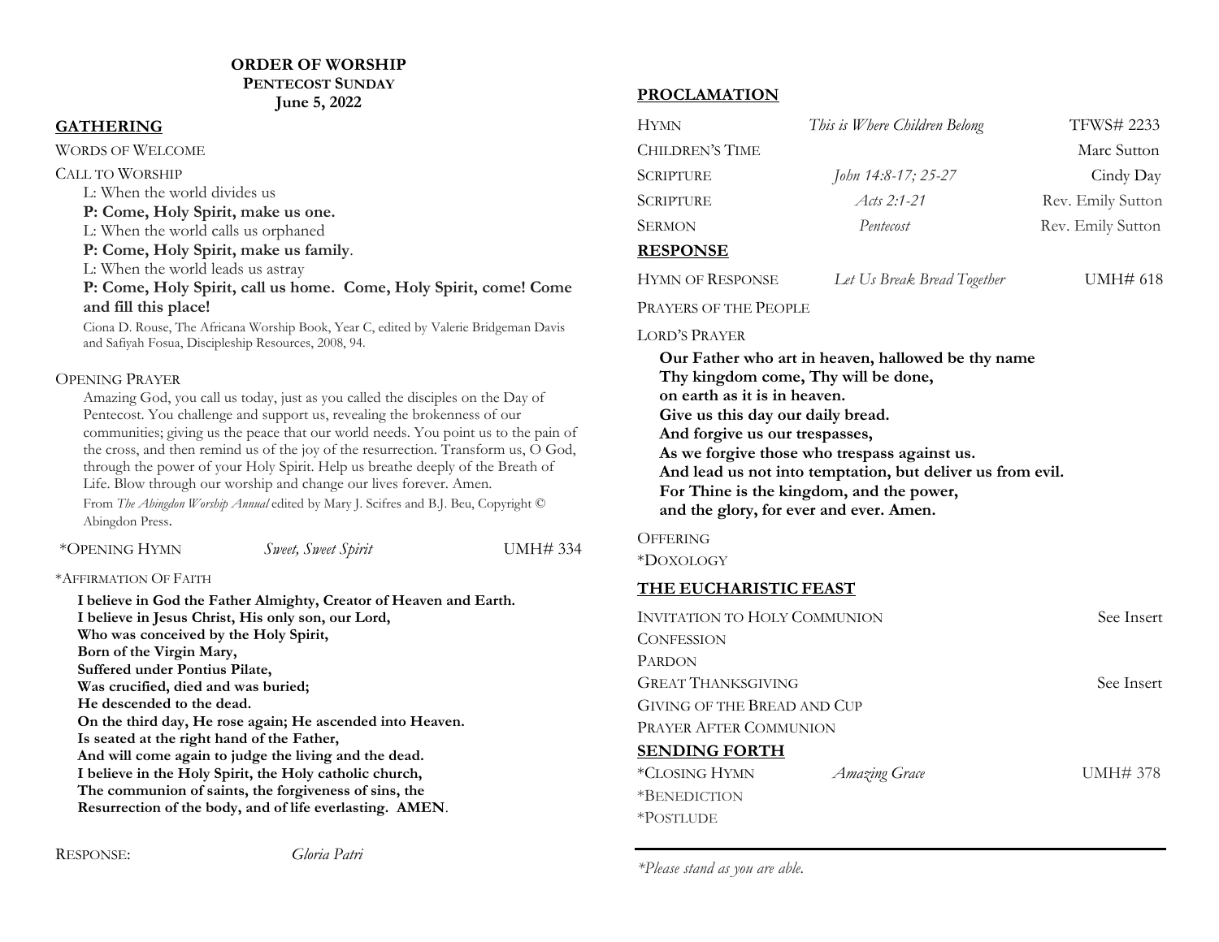# ORDER OF WORSHIP
## PENTECOST SUNDAY
**June 5, 2022**

## GATHERING

WORDS OF WELCOME

CALL TO WORSHIP

L: When the world divides us
**P: Come, Holy Spirit, make us one.**
L: When the world calls us orphaned
**P: Come, Holy Spirit, make us family**.
L: When the world leads us astray
**P: Come, Holy Spirit, call us home. Come, Holy Spirit, come! Come and fill this place!**

Ciona D. Rouse, The Africana Worship Book, Year C, edited by Valerie Bridgeman Davis and Safiyah Fosua, Discipleship Resources, 2008, 94.

OPENING PRAYER

Amazing God, you call us today, just as you called the disciples on the Day of Pentecost. You challenge and support us, revealing the brokenness of our communities; giving us the peace that our world needs. You point us to the pain of the cross, and then remind us of the joy of the resurrection. Transform us, O God, through the power of your Holy Spirit. Help us breathe deeply of the Breath of Life. Blow through our worship and change our lives forever. Amen.

From *The Abingdon Worship Annual* edited by Mary J. Scifres and B.J. Beu, Copyright © Abingdon Press.

| | | |
|---|---|---|
| *OPENING HYMN | *Sweet, Sweet Spirit* | UMH# 334 |

*AFFIRMATION OF FAITH

**I believe in God the Father Almighty, Creator of Heaven and Earth.
I believe in Jesus Christ, His only son, our Lord,
Who was conceived by the Holy Spirit,
Born of the Virgin Mary,
Suffered under Pontius Pilate,
Was crucified, died and was buried;
He descended to the dead.
On the third day, He rose again; He ascended into Heaven.
Is seated at the right hand of the Father,
And will come again to judge the living and the dead.
I believe in the Holy Spirit, the Holy catholic church,
The communion of saints, the forgiveness of sins, the
Resurrection of the body, and of life everlasting. AMEN**.

RESPONSE: *Gloria Patri*

## PROCLAMATION

| | | |
|---|---|---|
| HYMN | *This is Where Children Belong* | TFWS# 2233 |
| CHILDREN'S TIME | | Marc Sutton |
| SCRIPTURE | *John 14:8-17; 25-27* | Cindy Day |
| SCRIPTURE | *Acts 2:1-21* | Rev. Emily Sutton |
| SERMON | *Pentecost* | Rev. Emily Sutton |

## RESPONSE

| | | |
|---|---|---|
| HYMN OF RESPONSE | *Let Us Break Bread Together* | UMH# 618 |

PRAYERS OF THE PEOPLE

LORD'S PRAYER

**Our Father who art in heaven, hallowed be thy name
Thy kingdom come, Thy will be done,
on earth as it is in heaven.
Give us this day our daily bread.
And forgive us our trespasses,
As we forgive those who trespass against us.
And lead us not into temptation, but deliver us from evil.
For Thine is the kingdom, and the power,
and the glory, for ever and ever. Amen.**

OFFERING

*DOXOLOGY

## THE EUCHARISTIC FEAST

INVITATION TO HOLY COMMUNION — See Insert

CONFESSION

PARDON

GREAT THANKSGIVING — See Insert

GIVING OF THE BREAD AND CUP

PRAYER AFTER COMMUNION

## SENDING FORTH

| | | |
|---|---|---|
| *CLOSING HYMN | *Amazing Grace* | UMH# 378 |

*BENEDICTION

*POSTLUDE

*\*Please stand as you are able.*